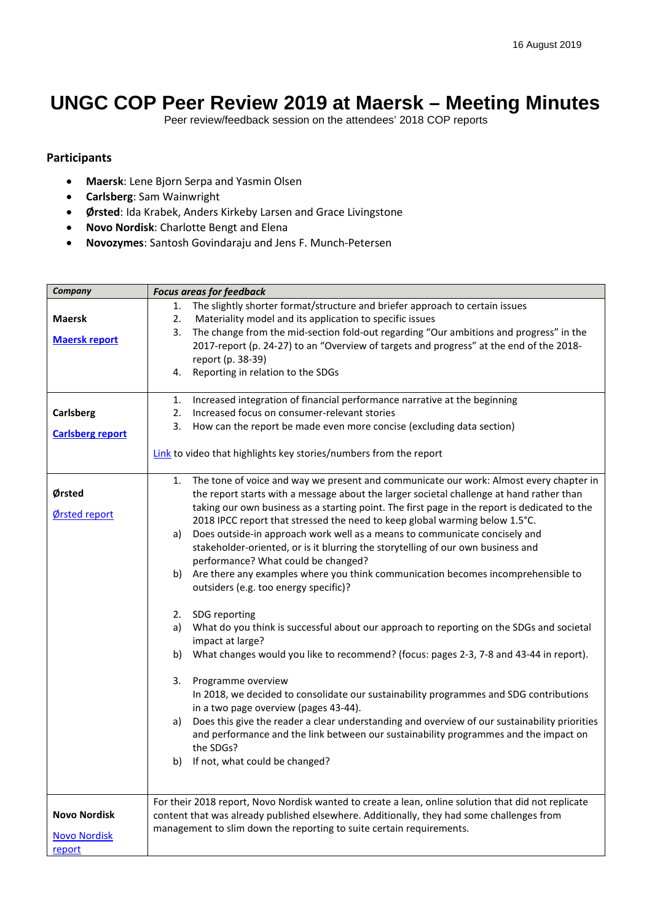16 August 2019

# UNGC COP Peer Review 2019 at Maersk – Meeting Minutes

Peer review/feedback session on the attendees' 2018 COP reports

## Participants

- **Maersk**: Lene Bjorn Serpa and Yasmin Olsen
- **Carlsberg**: Sam Wainwright
- **Ørsted**: Ida Krabek, Anders Kirkeby Larsen and Grace Livingstone
- **Novo Nordisk**: Charlotte Bengt and Elena
- **Novozymes**: Santosh Govindaraju and Jens F. Munch-Petersen

| ***Company*** | ***Focus areas for feedback*** |
|---|---|
| **Maersk**<br><br>Maersk report | 1. The slightly shorter format/structure and briefer approach to certain issues<br>2. Materiality model and its application to specific issues<br>3. The change from the mid-section fold-out regarding "Our ambitions and progress" in the 2017-report (p. 24-27) to an "Overview of targets and progress" at the end of the 2018-report (p. 38-39)<br>4. Reporting in relation to the SDGs |
| **Carlsberg**<br><br>Carlsberg report | 1. Increased integration of financial performance narrative at the beginning<br>2. Increased focus on consumer-relevant stories<br>3. How can the report be made even more concise (excluding data section)<br><br>Link to video that highlights key stories/numbers from the report |
| **Ørsted**<br><br>Ørsted report | 1. The tone of voice and way we present and communicate our work: Almost every chapter in the report starts with a message about the larger societal challenge at hand rather than taking our own business as a starting point. The first page in the report is dedicated to the 2018 IPCC report that stressed the need to keep global warming below 1.5°C.<br>a) Does outside-in approach work well as a means to communicate concisely and stakeholder-oriented, or is it blurring the storytelling of our own business and performance? What could be changed?<br>b) Are there any examples where you think communication becomes incomprehensible to outsiders (e.g. too energy specific)?<br><br>2. SDG reporting<br>a) What do you think is successful about our approach to reporting on the SDGs and societal impact at large?<br>b) What changes would you like to recommend? (focus: pages 2-3, 7-8 and 43-44 in report).<br><br>3. Programme overview<br>In 2018, we decided to consolidate our sustainability programmes and SDG contributions in a two page overview (pages 43-44).<br>a) Does this give the reader a clear understanding and overview of our sustainability priorities and performance and the link between our sustainability programmes and the impact on the SDGs?<br>b) If not, what could be changed? |
| **Novo Nordisk**<br><br>Novo Nordisk report | For their 2018 report, Novo Nordisk wanted to create a lean, online solution that did not replicate content that was already published elsewhere. Additionally, they had some challenges from management to slim down the reporting to suite certain requirements. |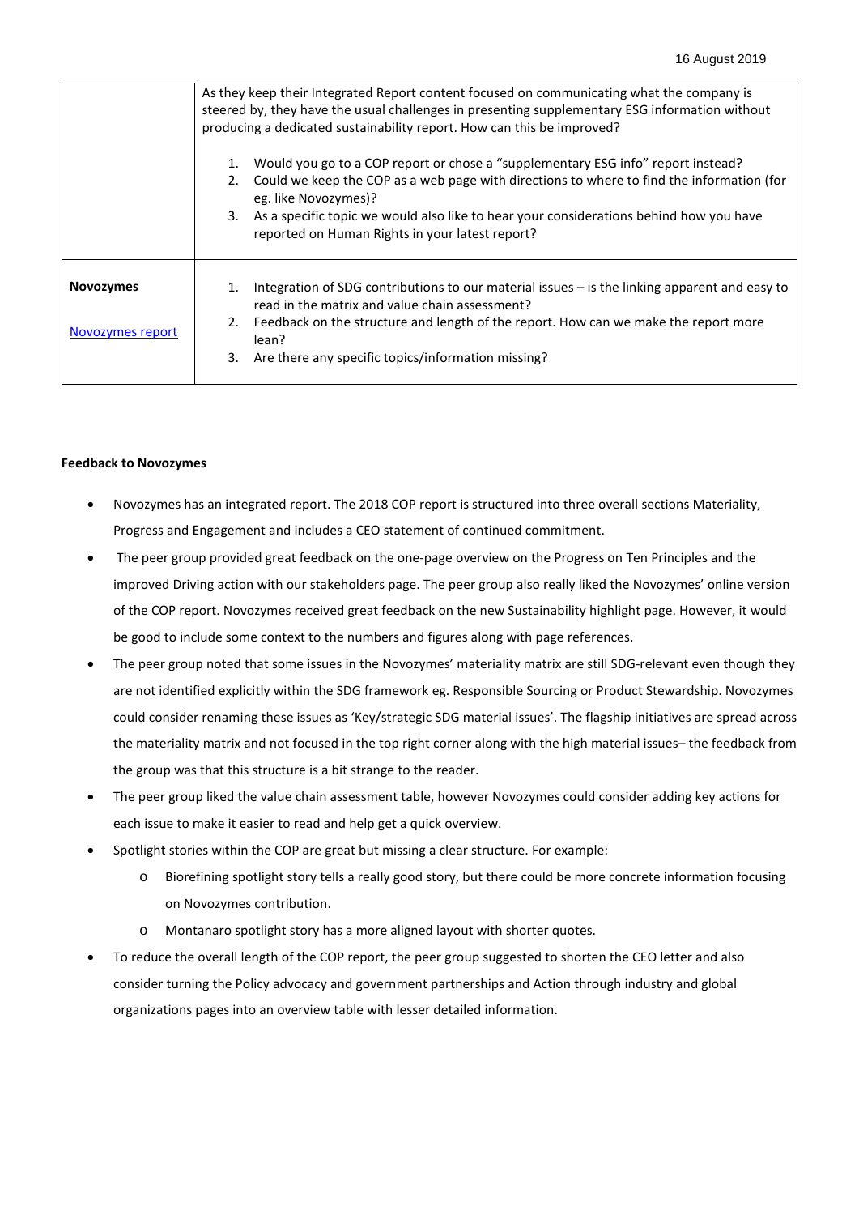| | |
|---|---|
| | As they keep their Integrated Report content focused on communicating what the company is steered by, they have the usual challenges in presenting supplementary ESG information without producing a dedicated sustainability report. How can this be improved?<br><br>1. Would you go to a COP report or chose a "supplementary ESG info" report instead?<br>2. Could we keep the COP as a web page with directions to where to find the information (for eg. like Novozymes)?<br>3. As a specific topic we would also like to hear your considerations behind how you have reported on Human Rights in your latest report? |
| **Novozymes**<br><br>Novozymes report | 1. Integration of SDG contributions to our material issues – is the linking apparent and easy to read in the matrix and value chain assessment?<br>2. Feedback on the structure and length of the report. How can we make the report more lean?<br>3. Are there any specific topics/information missing? |

**Feedback to Novozymes**

- Novozymes has an integrated report. The 2018 COP report is structured into three overall sections Materiality, Progress and Engagement and includes a CEO statement of continued commitment.
- The peer group provided great feedback on the one-page overview on the Progress on Ten Principles and the improved Driving action with our stakeholders page. The peer group also really liked the Novozymes' online version of the COP report. Novozymes received great feedback on the new Sustainability highlight page. However, it would be good to include some context to the numbers and figures along with page references.
- The peer group noted that some issues in the Novozymes' materiality matrix are still SDG-relevant even though they are not identified explicitly within the SDG framework eg. Responsible Sourcing or Product Stewardship. Novozymes could consider renaming these issues as 'Key/strategic SDG material issues'. The flagship initiatives are spread across the materiality matrix and not focused in the top right corner along with the high material issues– the feedback from the group was that this structure is a bit strange to the reader.
- The peer group liked the value chain assessment table, however Novozymes could consider adding key actions for each issue to make it easier to read and help get a quick overview.
- Spotlight stories within the COP are great but missing a clear structure. For example:
  - Biorefining spotlight story tells a really good story, but there could be more concrete information focusing on Novozymes contribution.
  - Montanaro spotlight story has a more aligned layout with shorter quotes.
- To reduce the overall length of the COP report, the peer group suggested to shorten the CEO letter and also consider turning the Policy advocacy and government partnerships and Action through industry and global organizations pages into an overview table with lesser detailed information.